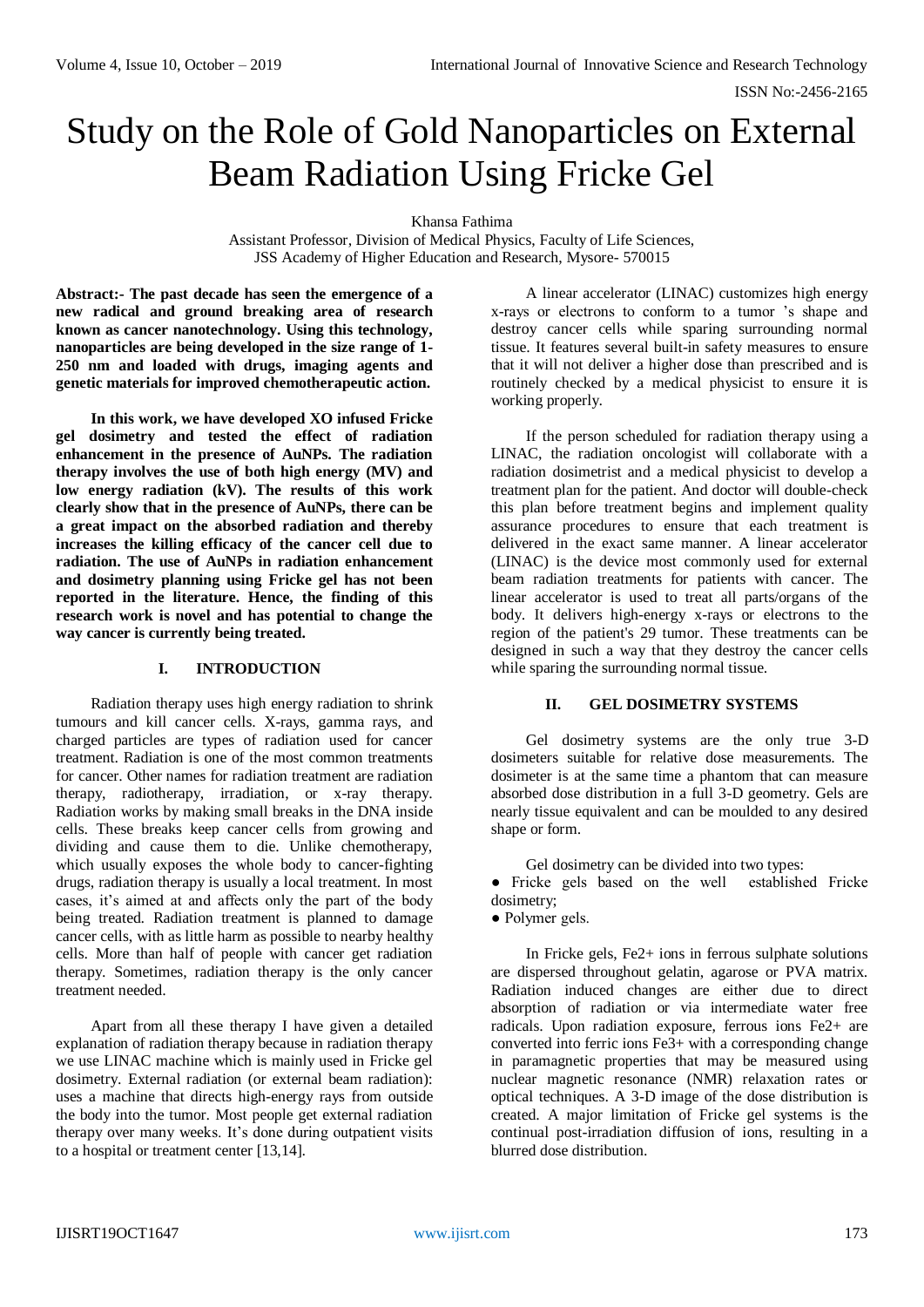# Study on the Role of Gold Nanoparticles on External Beam Radiation Using Fricke Gel

Khansa Fathima
Assistant Professor, Division of Medical Physics, Faculty of Life Sciences,
JSS Academy of Higher Education and Research, Mysore- 570015

**Abstract:- The past decade has seen the emergence of a new radical and ground breaking area of research known as cancer nanotechnology. Using this technology, nanoparticles are being developed in the size range of 1-250 nm and loaded with drugs, imaging agents and genetic materials for improved chemotherapeutic action.**

**In this work, we have developed XO infused Fricke gel dosimetry and tested the effect of radiation enhancement in the presence of AuNPs. The radiation therapy involves the use of both high energy (MV) and low energy radiation (kV). The results of this work clearly show that in the presence of AuNPs, there can be a great impact on the absorbed radiation and thereby increases the killing efficacy of the cancer cell due to radiation. The use of AuNPs in radiation enhancement and dosimetry planning using Fricke gel has not been reported in the literature. Hence, the finding of this research work is novel and has potential to change the way cancer is currently being treated.**

## I. INTRODUCTION

Radiation therapy uses high energy radiation to shrink tumours and kill cancer cells. X-rays, gamma rays, and charged particles are types of radiation used for cancer treatment. Radiation is one of the most common treatments for cancer. Other names for radiation treatment are radiation therapy, radiotherapy, irradiation, or x-ray therapy. Radiation works by making small breaks in the DNA inside cells. These breaks keep cancer cells from growing and dividing and cause them to die. Unlike chemotherapy, which usually exposes the whole body to cancer-fighting drugs, radiation therapy is usually a local treatment. In most cases, it's aimed at and affects only the part of the body being treated. Radiation treatment is planned to damage cancer cells, with as little harm as possible to nearby healthy cells. More than half of people with cancer get radiation therapy. Sometimes, radiation therapy is the only cancer treatment needed.

Apart from all these therapy I have given a detailed explanation of radiation therapy because in radiation therapy we use LINAC machine which is mainly used in Fricke gel dosimetry. External radiation (or external beam radiation): uses a machine that directs high-energy rays from outside the body into the tumor. Most people get external radiation therapy over many weeks. It's done during outpatient visits to a hospital or treatment center [13,14].

A linear accelerator (LINAC) customizes high energy x-rays or electrons to conform to a tumor 's shape and destroy cancer cells while sparing surrounding normal tissue. It features several built-in safety measures to ensure that it will not deliver a higher dose than prescribed and is routinely checked by a medical physicist to ensure it is working properly.

If the person scheduled for radiation therapy using a LINAC, the radiation oncologist will collaborate with a radiation dosimetrist and a medical physicist to develop a treatment plan for the patient. And doctor will double-check this plan before treatment begins and implement quality assurance procedures to ensure that each treatment is delivered in the exact same manner. A linear accelerator (LINAC) is the device most commonly used for external beam radiation treatments for patients with cancer. The linear accelerator is used to treat all parts/organs of the body. It delivers high-energy x-rays or electrons to the region of the patient's 29 tumor. These treatments can be designed in such a way that they destroy the cancer cells while sparing the surrounding normal tissue.

## II. GEL DOSIMETRY SYSTEMS

Gel dosimetry systems are the only true 3-D dosimeters suitable for relative dose measurements. The dosimeter is at the same time a phantom that can measure absorbed dose distribution in a full 3-D geometry. Gels are nearly tissue equivalent and can be moulded to any desired shape or form.

Gel dosimetry can be divided into two types:

- Fricke gels based on the well established Fricke dosimetry;
- Polymer gels.

In Fricke gels, $Fe^{2+}$ ions in ferrous sulphate solutions are dispersed throughout gelatin, agarose or PVA matrix. Radiation induced changes are either due to direct absorption of radiation or via intermediate water free radicals. Upon radiation exposure, ferrous ions $Fe^{2+}$ are converted into ferric ions $Fe^{3+}$ with a corresponding change in paramagnetic properties that may be measured using nuclear magnetic resonance (NMR) relaxation rates or optical techniques. A 3-D image of the dose distribution is created. A major limitation of Fricke gel systems is the continual post-irradiation diffusion of ions, resulting in a blurred dose distribution.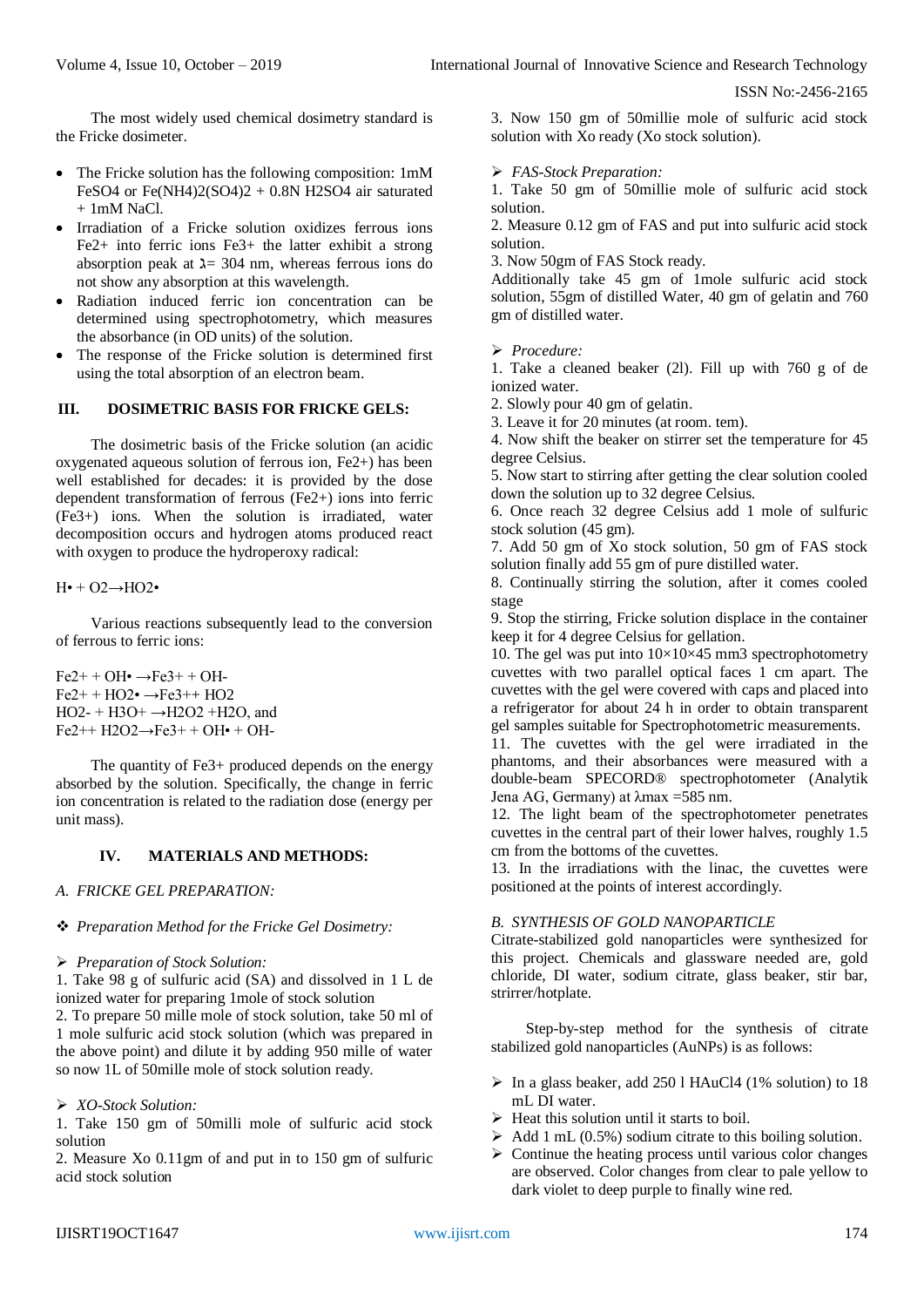The most widely used chemical dosimetry standard is the Fricke dosimeter.

- The Fricke solution has the following composition: 1mM $FeSO_4$ or $Fe(NH_4)_2(SO_4)_2$ + 0.8N $H_2SO_4$ air saturated + 1mM NaCl.
- Irradiation of a Fricke solution oxidizes ferrous ions $Fe^{2+}$ into ferric ions $Fe^{3+}$ the latter exhibit a strong absorption peak at ⅄= 304 nm, whereas ferrous ions do not show any absorption at this wavelength.
- Radiation induced ferric ion concentration can be determined using spectrophotometry, which measures the absorbance (in OD units) of the solution.
- The response of the Fricke solution is determined first using the total absorption of an electron beam.

## III. DOSIMETRIC BASIS FOR FRICKE GELS:

The dosimetric basis of the Fricke solution (an acidic oxygenated aqueous solution of ferrous ion, $Fe^{2+}$) has been well established for decades: it is provided by the dose dependent transformation of ferrous ($Fe^{2+}$) ions into ferric ($Fe^{3+}$) ions. When the solution is irradiated, water decomposition occurs and hydrogen atoms produced react with oxygen to produce the hydroperoxy radical:

$$H\bullet + O_2 \rightarrow HO_2\bullet$$

Various reactions subsequently lead to the conversion of ferrous to ferric ions:

$$Fe^{2+} + OH\bullet \rightarrow Fe^{3+} + OH^-$$
$$Fe^{2+} + HO_2\bullet \rightarrow Fe^{3+} + HO_2$$
$$HO_2^- + H_3O^+ \rightarrow H_2O_2 + H_2O, \text{ and}$$
$$Fe^{2+} + H_2O_2 \rightarrow Fe^{3+} + OH\bullet + OH^-$$

The quantity of $Fe^{3+}$ produced depends on the energy absorbed by the solution. Specifically, the change in ferric ion concentration is related to the radiation dose (energy per unit mass).

## IV. MATERIALS AND METHODS:

### *A. FRICKE GEL PREPARATION:*

❖ *Preparation Method for the Fricke Gel Dosimetry:*

➢ *Preparation of Stock Solution:*

1. Take 98 g of sulfuric acid (SA) and dissolved in 1 L de ionized water for preparing 1mole of stock solution
2. To prepare 50 mille mole of stock solution, take 50 ml of 1 mole sulfuric acid stock solution (which was prepared in the above point) and dilute it by adding 950 mille of water so now 1L of 50mille mole of stock solution ready.

➢ *XO-Stock Solution:*

1. Take 150 gm of 50milli mole of sulfuric acid stock solution
2. Measure Xo 0.11gm of and put in to 150 gm of sulfuric acid stock solution
3. Now 150 gm of 50millie mole of sulfuric acid stock solution with Xo ready (Xo stock solution).

➢ *FAS-Stock Preparation:*

1. Take 50 gm of 50millie mole of sulfuric acid stock solution.
2. Measure 0.12 gm of FAS and put into sulfuric acid stock solution.
3. Now 50gm of FAS Stock ready.

Additionally take 45 gm of 1mole sulfuric acid stock solution, 55gm of distilled Water, 40 gm of gelatin and 760 gm of distilled water.

➢ *Procedure:*

1. Take a cleaned beaker (2l). Fill up with 760 g of de ionized water.
2. Slowly pour 40 gm of gelatin.
3. Leave it for 20 minutes (at room. tem).
4. Now shift the beaker on stirrer set the temperature for 45 degree Celsius.
5. Now start to stirring after getting the clear solution cooled down the solution up to 32 degree Celsius.
6. Once reach 32 degree Celsius add 1 mole of sulfuric stock solution (45 gm).
7. Add 50 gm of Xo stock solution, 50 gm of FAS stock solution finally add 55 gm of pure distilled water.
8. Continually stirring the solution, after it comes cooled stage
9. Stop the stirring, Fricke solution displace in the container keep it for 4 degree Celsius for gellation.
10. The gel was put into 10×10×45 mm3 spectrophotometry cuvettes with two parallel optical faces 1 cm apart. The cuvettes with the gel were covered with caps and placed into a refrigerator for about 24 h in order to obtain transparent gel samples suitable for Spectrophotometric measurements.
11. The cuvettes with the gel were irradiated in the phantoms, and their absorbances were measured with a double-beam SPECORD® spectrophotometer (Analytik Jena AG, Germany) at λmax =585 nm.
12. The light beam of the spectrophotometer penetrates cuvettes in the central part of their lower halves, roughly 1.5 cm from the bottoms of the cuvettes.
13. In the irradiations with the linac, the cuvettes were positioned at the points of interest accordingly.

### *B. SYNTHESIS OF GOLD NANOPARTICLE*

Citrate-stabilized gold nanoparticles were synthesized for this project. Chemicals and glassware needed are, gold chloride, DI water, sodium citrate, glass beaker, stir bar, strirrer/hotplate.

Step-by-step method for the synthesis of citrate stabilized gold nanoparticles (AuNPs) is as follows:

- ➢ In a glass beaker, add 250 l $HAuCl_4$ (1% solution) to 18 mL DI water.
- ➢ Heat this solution until it starts to boil.
- ➢ Add 1 mL (0.5%) sodium citrate to this boiling solution.
- ➢ Continue the heating process until various color changes are observed. Color changes from clear to pale yellow to dark violet to deep purple to finally wine red.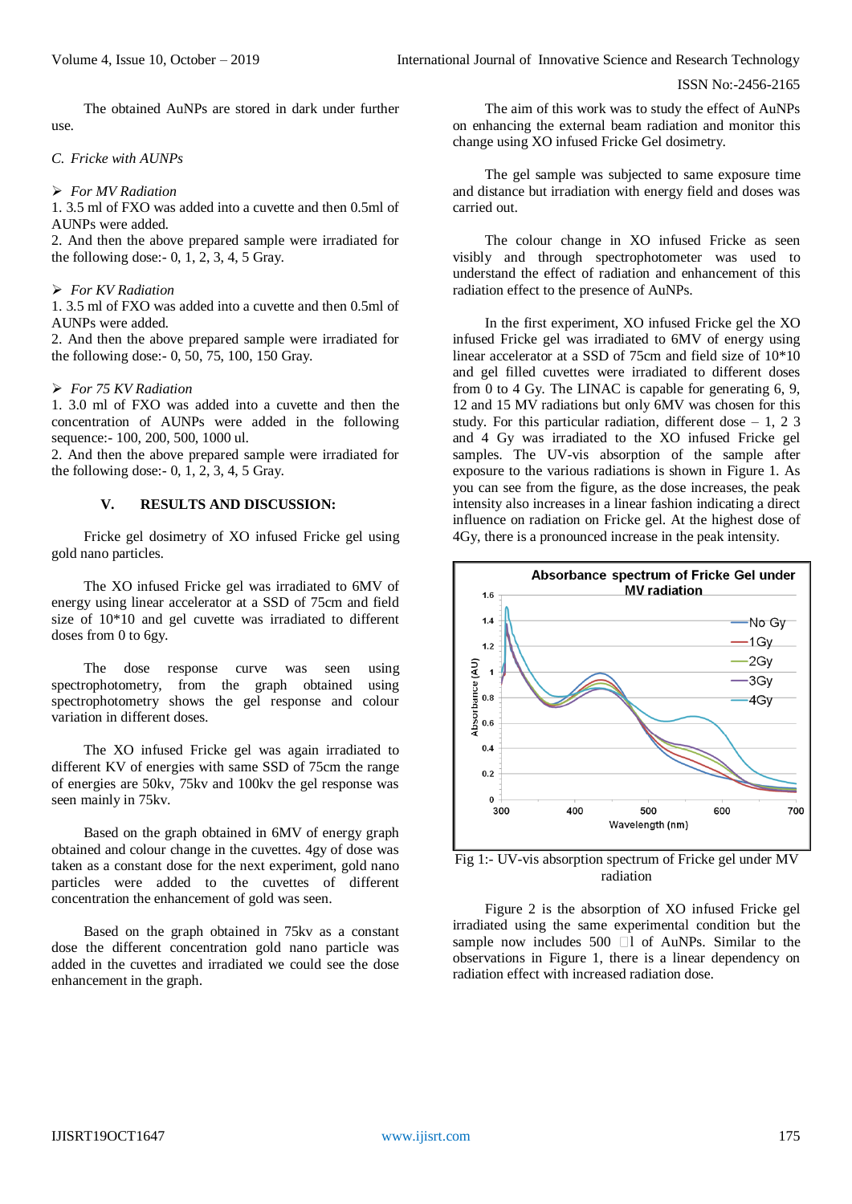The obtained AuNPs are stored in dark under further use.

### *C. Fricke with AUNPs*

➢ *For MV Radiation*

1. 3.5 ml of FXO was added into a cuvette and then 0.5ml of AUNPs were added.
2. And then the above prepared sample were irradiated for the following dose:- 0, 1, 2, 3, 4, 5 Gray.

➢ *For KV Radiation*

1. 3.5 ml of FXO was added into a cuvette and then 0.5ml of AUNPs were added.
2. And then the above prepared sample were irradiated for the following dose:- 0, 50, 75, 100, 150 Gray.

➢ *For 75 KV Radiation*

1. 3.0 ml of FXO was added into a cuvette and then the concentration of AUNPs were added in the following sequence:- 100, 200, 500, 1000 ul.
2. And then the above prepared sample were irradiated for the following dose:- 0, 1, 2, 3, 4, 5 Gray.

## V. RESULTS AND DISCUSSION:

Fricke gel dosimetry of XO infused Fricke gel using gold nano particles.

The XO infused Fricke gel was irradiated to 6MV of energy using linear accelerator at a SSD of 75cm and field size of 10*10 and gel cuvette was irradiated to different doses from 0 to 6gy.

The dose response curve was seen using spectrophotometry, from the graph obtained using spectrophotometry shows the gel response and colour variation in different doses.

The XO infused Fricke gel was again irradiated to different KV of energies with same SSD of 75cm the range of energies are 50kv, 75kv and 100kv the gel response was seen mainly in 75kv.

Based on the graph obtained in 6MV of energy graph obtained and colour change in the cuvettes. 4gy of dose was taken as a constant dose for the next experiment, gold nano particles were added to the cuvettes of different concentration the enhancement of gold was seen.

Based on the graph obtained in 75kv as a constant dose the different concentration gold nano particle was added in the cuvettes and irradiated we could see the dose enhancement in the graph.

The aim of this work was to study the effect of AuNPs on enhancing the external beam radiation and monitor this change using XO infused Fricke Gel dosimetry.

The gel sample was subjected to same exposure time and distance but irradiation with energy field and doses was carried out.

The colour change in XO infused Fricke as seen visibly and through spectrophotometer was used to understand the effect of radiation and enhancement of this radiation effect to the presence of AuNPs.

In the first experiment, XO infused Fricke gel the XO infused Fricke gel was irradiated to 6MV of energy using linear accelerator at a SSD of 75cm and field size of 10*10 and gel filled cuvettes were irradiated to different doses from 0 to 4 Gy. The LINAC is capable for generating 6, 9, 12 and 15 MV radiations but only 6MV was chosen for this study. For this particular radiation, different dose – 1, 2 3 and 4 Gy was irradiated to the XO infused Fricke gel samples. The UV-vis absorption of the sample after exposure to the various radiations is shown in Figure 1. As you can see from the figure, as the dose increases, the peak intensity also increases in a linear fashion indicating a direct influence on radiation on Fricke gel. At the highest dose of 4Gy, there is a pronounced increase in the peak intensity.

Fig 1:- UV-vis absorption spectrum of Fricke gel under MV radiation

Figure 2 is the absorption of XO infused Fricke gel irradiated using the same experimental condition but the sample now includes 500 μl of AuNPs. Similar to the observations in Figure 1, there is a linear dependency on radiation effect with increased radiation dose.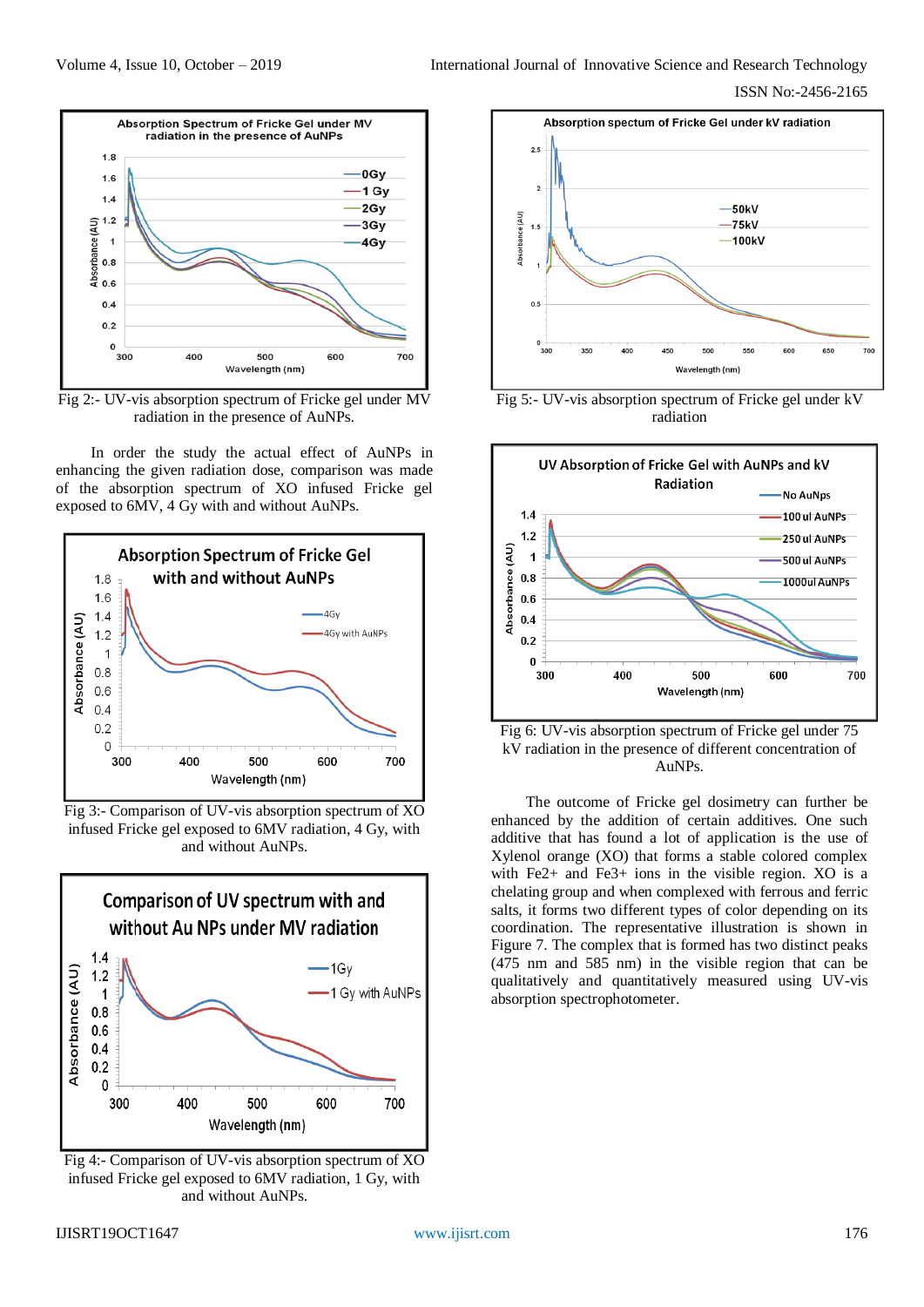Fig 2:- UV-vis absorption spectrum of Fricke gel under MV radiation in the presence of AuNPs.

In order the study the actual effect of AuNPs in enhancing the given radiation dose, comparison was made of the absorption spectrum of XO infused Fricke gel exposed to 6MV, 4 Gy with and without AuNPs.

Fig 3:- Comparison of UV-vis absorption spectrum of XO infused Fricke gel exposed to 6MV radiation, 4 Gy, with and without AuNPs.

Fig 4:- Comparison of UV-vis absorption spectrum of XO infused Fricke gel exposed to 6MV radiation, 1 Gy, with and without AuNPs.

Fig 5:- UV-vis absorption spectrum of Fricke gel under kV radiation

Fig 6: UV-vis absorption spectrum of Fricke gel under 75 kV radiation in the presence of different concentration of AuNPs.

The outcome of Fricke gel dosimetry can further be enhanced by the addition of certain additives. One such additive that has found a lot of application is the use of Xylenol orange (XO) that forms a stable colored complex with Fe2+ and Fe3+ ions in the visible region. XO is a chelating group and when complexed with ferrous and ferric salts, it forms two different types of color depending on its coordination. The representative illustration is shown in Figure 7. The complex that is formed has two distinct peaks (475 nm and 585 nm) in the visible region that can be qualitatively and quantitatively measured using UV-vis absorption spectrophotometer.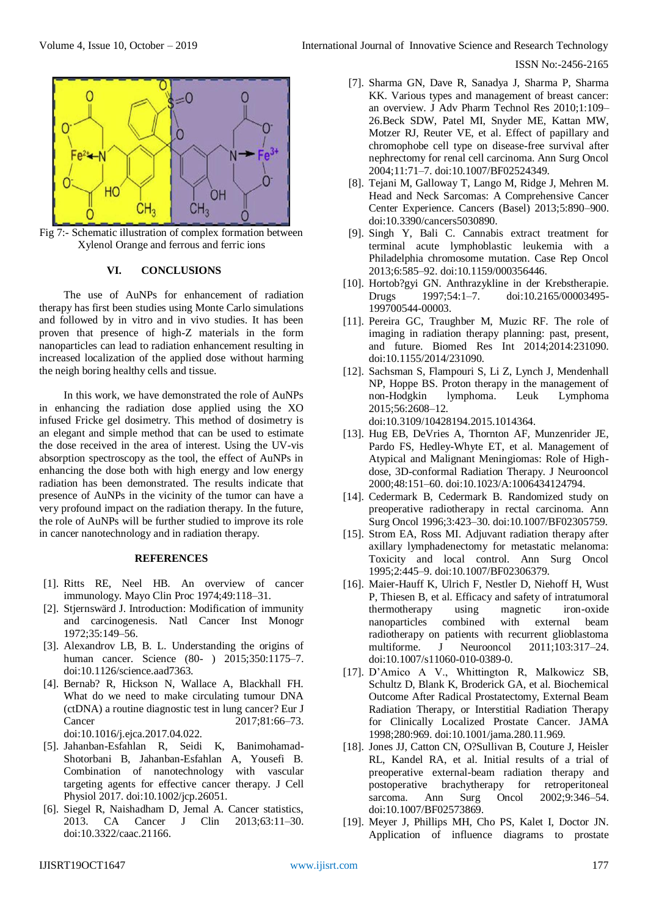Fig 7:- Schematic illustration of complex formation between Xylenol Orange and ferrous and ferric ions

## VI. CONCLUSIONS

The use of AuNPs for enhancement of radiation therapy has first been studies using Monte Carlo simulations and followed by in vitro and in vivo studies. It has been proven that presence of high-Z materials in the form nanoparticles can lead to radiation enhancement resulting in increased localization of the applied dose without harming the neigh boring healthy cells and tissue.

In this work, we have demonstrated the role of AuNPs in enhancing the radiation dose applied using the XO infused Fricke gel dosimetry. This method of dosimetry is an elegant and simple method that can be used to estimate the dose received in the area of interest. Using the UV-vis absorption spectroscopy as the tool, the effect of AuNPs in enhancing the dose both with high energy and low energy radiation has been demonstrated. The results indicate that presence of AuNPs in the vicinity of the tumor can have a very profound impact on the radiation therapy. In the future, the role of AuNPs will be further studied to improve its role in cancer nanotechnology and in radiation therapy.

## REFERENCES

[1]. Ritts RE, Neel HB. An overview of cancer immunology. Mayo Clin Proc 1974;49:118–31.

[2]. Stjernswärd J. Introduction: Modification of immunity and carcinogenesis. Natl Cancer Inst Monogr 1972;35:149–56.

[3]. Alexandrov LB, B. L. Understanding the origins of human cancer. Science (80- ) 2015;350:1175–7. doi:10.1126/science.aad7363.

[4]. Bernab? R, Hickson N, Wallace A, Blackhall FH. What do we need to make circulating tumour DNA (ctDNA) a routine diagnostic test in lung cancer? Eur J Cancer 2017;81:66–73. doi:10.1016/j.ejca.2017.04.022.

[5]. Jahanban-Esfahlan R, Seidi K, Banimohamad-Shotorbani B, Jahanban-Esfahlan A, Yousefi B. Combination of nanotechnology with vascular targeting agents for effective cancer therapy. J Cell Physiol 2017. doi:10.1002/jcp.26051.

[6]. Siegel R, Naishadham D, Jemal A. Cancer statistics, 2013. CA Cancer J Clin 2013;63:11–30. doi:10.3322/caac.21166.

[7]. Sharma GN, Dave R, Sanadya J, Sharma P, Sharma KK. Various types and management of breast cancer: an overview. J Adv Pharm Technol Res 2010;1:109–26.Beck SDW, Patel MI, Snyder ME, Kattan MW, Motzer RJ, Reuter VE, et al. Effect of papillary and chromophobe cell type on disease-free survival after nephrectomy for renal cell carcinoma. Ann Surg Oncol 2004;11:71–7. doi:10.1007/BF02524349.

[8]. Tejani M, Galloway T, Lango M, Ridge J, Mehren M. Head and Neck Sarcomas: A Comprehensive Cancer Center Experience. Cancers (Basel) 2013;5:890–900. doi:10.3390/cancers5030890.

[9]. Singh Y, Bali C. Cannabis extract treatment for terminal acute lymphoblastic leukemia with a Philadelphia chromosome mutation. Case Rep Oncol 2013;6:585–92. doi:10.1159/000356446.

[10]. Hortob?gyi GN. Anthrazykline in der Krebstherapie. Drugs 1997;54:1–7. doi:10.2165/00003495-199700544-00003.

[11]. Pereira GC, Traughber M, Muzic RF. The role of imaging in radiation therapy planning: past, present, and future. Biomed Res Int 2014;2014:231090. doi:10.1155/2014/231090.

[12]. Sachsman S, Flampouri S, Li Z, Lynch J, Mendenhall NP, Hoppe BS. Proton therapy in the management of non-Hodgkin lymphoma. Leuk Lymphoma 2015;56:2608–12. doi:10.3109/10428194.2015.1014364.

[13]. Hug EB, DeVries A, Thornton AF, Munzenrider JE, Pardo FS, Hedley-Whyte ET, et al. Management of Atypical and Malignant Meningiomas: Role of High-dose, 3D-conformal Radiation Therapy. J Neurooncol 2000;48:151–60. doi:10.1023/A:1006434124794.

[14]. Cedermark B, Cedermark B. Randomized study on preoperative radiotherapy in rectal carcinoma. Ann Surg Oncol 1996;3:423–30. doi:10.1007/BF02305759.

[15]. Strom EA, Ross MI. Adjuvant radiation therapy after axillary lymphadenectomy for metastatic melanoma: Toxicity and local control. Ann Surg Oncol 1995;2:445–9. doi:10.1007/BF02306379.

[16]. Maier-Hauff K, Ulrich F, Nestler D, Niehoff H, Wust P, Thiesen B, et al. Efficacy and safety of intratumoral thermotherapy using magnetic iron-oxide nanoparticles combined with external beam radiotherapy on patients with recurrent glioblastoma multiforme. J Neurooncol 2011;103:317–24. doi:10.1007/s11060-010-0389-0.

[17]. D'Amico A V., Whittington R, Malkowicz SB, Schultz D, Blank K, Broderick GA, et al. Biochemical Outcome After Radical Prostatectomy, External Beam Radiation Therapy, or Interstitial Radiation Therapy for Clinically Localized Prostate Cancer. JAMA 1998;280:969. doi:10.1001/jama.280.11.969.

[18]. Jones JJ, Catton CN, O?Sullivan B, Couture J, Heisler RL, Kandel RA, et al. Initial results of a trial of preoperative external-beam radiation therapy and postoperative brachytherapy for retroperitoneal sarcoma. Ann Surg Oncol 2002;9:346–54. doi:10.1007/BF02573869.

[19]. Meyer J, Phillips MH, Cho PS, Kalet I, Doctor JN. Application of influence diagrams to prostate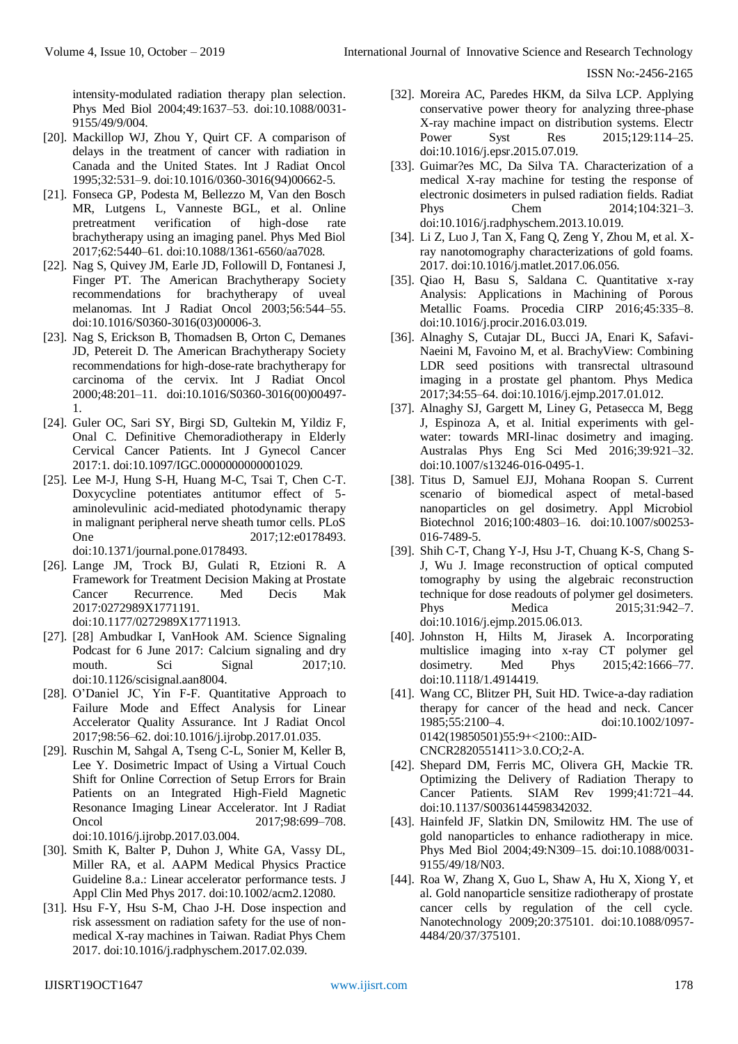intensity-modulated radiation therapy plan selection. Phys Med Biol 2004;49:1637–53. doi:10.1088/0031-9155/49/9/004.

[20]. Mackillop WJ, Zhou Y, Quirt CF. A comparison of delays in the treatment of cancer with radiation in Canada and the United States. Int J Radiat Oncol 1995;32:531–9. doi:10.1016/0360-3016(94)00662-5.

[21]. Fonseca GP, Podesta M, Bellezzo M, Van den Bosch MR, Lutgens L, Vanneste BGL, et al. Online pretreatment verification of high-dose rate brachytherapy using an imaging panel. Phys Med Biol 2017;62:5440–61. doi:10.1088/1361-6560/aa7028.

[22]. Nag S, Quivey JM, Earle JD, Followill D, Fontanesi J, Finger PT. The American Brachytherapy Society recommendations for brachytherapy of uveal melanomas. Int J Radiat Oncol 2003;56:544–55. doi:10.1016/S0360-3016(03)00006-3.

[23]. Nag S, Erickson B, Thomadsen B, Orton C, Demanes JD, Petereit D. The American Brachytherapy Society recommendations for high-dose-rate brachytherapy for carcinoma of the cervix. Int J Radiat Oncol 2000;48:201–11. doi:10.1016/S0360-3016(00)00497-1.

[24]. Guler OC, Sari SY, Birgi SD, Gultekin M, Yildiz F, Onal C. Definitive Chemoradiotherapy in Elderly Cervical Cancer Patients. Int J Gynecol Cancer 2017:1. doi:10.1097/IGC.0000000000001029.

[25]. Lee M-J, Hung S-H, Huang M-C, Tsai T, Chen C-T. Doxycycline potentiates antitumor effect of 5-aminolevulinic acid-mediated photodynamic therapy in malignant peripheral nerve sheath tumor cells. PLoS One 2017;12:e0178493. doi:10.1371/journal.pone.0178493.

[26]. Lange JM, Trock BJ, Gulati R, Etzioni R. A Framework for Treatment Decision Making at Prostate Cancer Recurrence. Med Decis Mak 2017:0272989X1771191. doi:10.1177/0272989X17711913.

[27]. [28] Ambudkar I, VanHook AM. Science Signaling Podcast for 6 June 2017: Calcium signaling and dry mouth. Sci Signal 2017;10. doi:10.1126/scisignal.aan8004.

[28]. O'Daniel JC, Yin F-F. Quantitative Approach to Failure Mode and Effect Analysis for Linear Accelerator Quality Assurance. Int J Radiat Oncol 2017;98:56–62. doi:10.1016/j.ijrobp.2017.01.035.

[29]. Ruschin M, Sahgal A, Tseng C-L, Sonier M, Keller B, Lee Y. Dosimetric Impact of Using a Virtual Couch Shift for Online Correction of Setup Errors for Brain Patients on an Integrated High-Field Magnetic Resonance Imaging Linear Accelerator. Int J Radiat Oncol 2017;98:699–708. doi:10.1016/j.ijrobp.2017.03.004.

[30]. Smith K, Balter P, Duhon J, White GA, Vassy DL, Miller RA, et al. AAPM Medical Physics Practice Guideline 8.a.: Linear accelerator performance tests. J Appl Clin Med Phys 2017. doi:10.1002/acm2.12080.

[31]. Hsu F-Y, Hsu S-M, Chao J-H. Dose inspection and risk assessment on radiation safety for the use of non-medical X-ray machines in Taiwan. Radiat Phys Chem 2017. doi:10.1016/j.radphyschem.2017.02.039.

[32]. Moreira AC, Paredes HKM, da Silva LCP. Applying conservative power theory for analyzing three-phase X-ray machine impact on distribution systems. Electr Power Syst Res 2015;129:114–25. doi:10.1016/j.epsr.2015.07.019.

[33]. Guimar?es MC, Da Silva TA. Characterization of a medical X-ray machine for testing the response of electronic dosimeters in pulsed radiation fields. Radiat Phys Chem 2014;104:321–3. doi:10.1016/j.radphyschem.2013.10.019.

[34]. Li Z, Luo J, Tan X, Fang Q, Zeng Y, Zhou M, et al. X-ray nanotomography characterizations of gold foams. 2017. doi:10.1016/j.matlet.2017.06.056.

[35]. Qiao H, Basu S, Saldana C. Quantitative x-ray Analysis: Applications in Machining of Porous Metallic Foams. Procedia CIRP 2016;45:335–8. doi:10.1016/j.procir.2016.03.019.

[36]. Alnaghy S, Cutajar DL, Bucci JA, Enari K, Safavi-Naeini M, Favoino M, et al. BrachyView: Combining LDR seed positions with transrectal ultrasound imaging in a prostate gel phantom. Phys Medica 2017;34:55–64. doi:10.1016/j.ejmp.2017.01.012.

[37]. Alnaghy SJ, Gargett M, Liney G, Petasecca M, Begg J, Espinoza A, et al. Initial experiments with gel-water: towards MRI-linac dosimetry and imaging. Australas Phys Eng Sci Med 2016;39:921–32. doi:10.1007/s13246-016-0495-1.

[38]. Titus D, Samuel EJJ, Mohana Roopan S. Current scenario of biomedical aspect of metal-based nanoparticles on gel dosimetry. Appl Microbiol Biotechnol 2016;100:4803–16. doi:10.1007/s00253-016-7489-5.

[39]. Shih C-T, Chang Y-J, Hsu J-T, Chuang K-S, Chang S-J, Wu J. Image reconstruction of optical computed tomography by using the algebraic reconstruction technique for dose readouts of polymer gel dosimeters. Phys Medica 2015;31:942–7. doi:10.1016/j.ejmp.2015.06.013.

[40]. Johnston H, Hilts M, Jirasek A. Incorporating multislice imaging into x-ray CT polymer gel dosimetry. Med Phys 2015;42:1666–77. doi:10.1118/1.4914419.

[41]. Wang CC, Blitzer PH, Suit HD. Twice-a-day radiation therapy for cancer of the head and neck. Cancer 1985;55:2100–4. doi:10.1002/1097-0142(19850501)55:9+<2100::AID-CNCR2820551411>3.0.CO;2-A.

[42]. Shepard DM, Ferris MC, Olivera GH, Mackie TR. Optimizing the Delivery of Radiation Therapy to Cancer Patients. SIAM Rev 1999;41:721–44. doi:10.1137/S0036144598342032.

[43]. Hainfeld JF, Slatkin DN, Smilowitz HM. The use of gold nanoparticles to enhance radiotherapy in mice. Phys Med Biol 2004;49:N309–15. doi:10.1088/0031-9155/49/18/N03.

[44]. Roa W, Zhang X, Guo L, Shaw A, Hu X, Xiong Y, et al. Gold nanoparticle sensitize radiotherapy of prostate cancer cells by regulation of the cell cycle. Nanotechnology 2009;20:375101. doi:10.1088/0957-4484/20/37/375101.